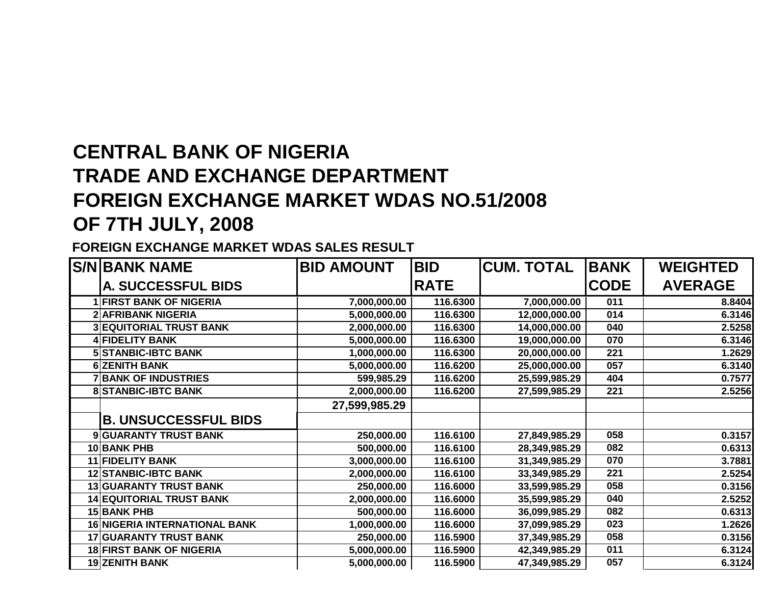# CENTRAL BANK OF NIGERIA
# TRADE AND EXCHANGE DEPARTMENT
# FOREIGN EXCHANGE MARKET WDAS NO.51/2008
# OF 7TH JULY, 2008

**FOREIGN EXCHANGE MARKET WDAS SALES RESULT**

| S/N | BANK NAME | BID AMOUNT | BID RATE | CUM. TOTAL | BANK CODE | WEIGHTED AVERAGE |
|---|---|---|---|---|---|---|
| | **A. SUCCESSFUL BIDS** | | | | | |
| 1 | FIRST BANK OF NIGERIA | 7,000,000.00 | 116.6300 | 7,000,000.00 | 011 | 8.8404 |
| 2 | AFRIBANK NIGERIA | 5,000,000.00 | 116.6300 | 12,000,000.00 | 014 | 6.3146 |
| 3 | EQUITORIAL TRUST BANK | 2,000,000.00 | 116.6300 | 14,000,000.00 | 040 | 2.5258 |
| 4 | FIDELITY BANK | 5,000,000.00 | 116.6300 | 19,000,000.00 | 070 | 6.3146 |
| 5 | STANBIC-IBTC BANK | 1,000,000.00 | 116.6300 | 20,000,000.00 | 221 | 1.2629 |
| 6 | ZENITH BANK | 5,000,000.00 | 116.6200 | 25,000,000.00 | 057 | 6.3140 |
| 7 | BANK OF INDUSTRIES | 599,985.29 | 116.6200 | 25,599,985.29 | 404 | 0.7577 |
| 8 | STANBIC-IBTC BANK | 2,000,000.00 | 116.6200 | 27,599,985.29 | 221 | 2.5256 |
| | | 27,599,985.29 | | | | |
| | **B. UNSUCCESSFUL BIDS** | | | | | |
| 9 | GUARANTY TRUST BANK | 250,000.00 | 116.6100 | 27,849,985.29 | 058 | 0.3157 |
| 10 | BANK PHB | 500,000.00 | 116.6100 | 28,349,985.29 | 082 | 0.6313 |
| 11 | FIDELITY BANK | 3,000,000.00 | 116.6100 | 31,349,985.29 | 070 | 3.7881 |
| 12 | STANBIC-IBTC BANK | 2,000,000.00 | 116.6100 | 33,349,985.29 | 221 | 2.5254 |
| 13 | GUARANTY TRUST BANK | 250,000.00 | 116.6000 | 33,599,985.29 | 058 | 0.3156 |
| 14 | EQUITORIAL TRUST BANK | 2,000,000.00 | 116.6000 | 35,599,985.29 | 040 | 2.5252 |
| 15 | BANK PHB | 500,000.00 | 116.6000 | 36,099,985.29 | 082 | 0.6313 |
| 16 | NIGERIA INTERNATIONAL BANK | 1,000,000.00 | 116.6000 | 37,099,985.29 | 023 | 1.2626 |
| 17 | GUARANTY TRUST BANK | 250,000.00 | 116.5900 | 37,349,985.29 | 058 | 0.3156 |
| 18 | FIRST BANK OF NIGERIA | 5,000,000.00 | 116.5900 | 42,349,985.29 | 011 | 6.3124 |
| 19 | ZENITH BANK | 5,000,000.00 | 116.5900 | 47,349,985.29 | 057 | 6.3124 |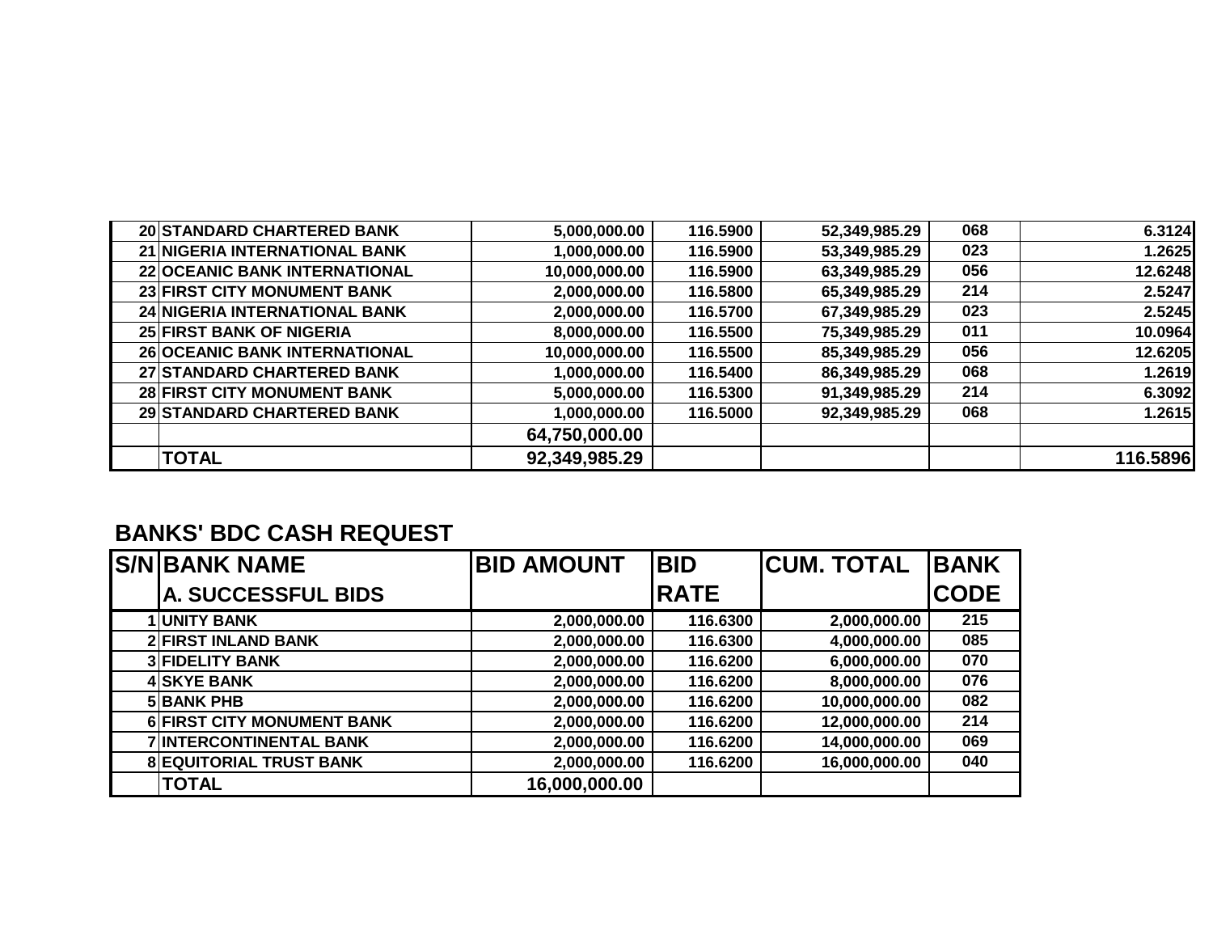| | | | | | | |
|---|---|---|---|---|---|---|
| 20 | STANDARD CHARTERED BANK | 5,000,000.00 | 116.5900 | 52,349,985.29 | 068 | 6.3124 |
| 21 | NIGERIA INTERNATIONAL BANK | 1,000,000.00 | 116.5900 | 53,349,985.29 | 023 | 1.2625 |
| 22 | OCEANIC BANK INTERNATIONAL | 10,000,000.00 | 116.5900 | 63,349,985.29 | 056 | 12.6248 |
| 23 | FIRST CITY MONUMENT BANK | 2,000,000.00 | 116.5800 | 65,349,985.29 | 214 | 2.5247 |
| 24 | NIGERIA INTERNATIONAL BANK | 2,000,000.00 | 116.5700 | 67,349,985.29 | 023 | 2.5245 |
| 25 | FIRST BANK OF NIGERIA | 8,000,000.00 | 116.5500 | 75,349,985.29 | 011 | 10.0964 |
| 26 | OCEANIC BANK INTERNATIONAL | 10,000,000.00 | 116.5500 | 85,349,985.29 | 056 | 12.6205 |
| 27 | STANDARD CHARTERED BANK | 1,000,000.00 | 116.5400 | 86,349,985.29 | 068 | 1.2619 |
| 28 | FIRST CITY MONUMENT BANK | 5,000,000.00 | 116.5300 | 91,349,985.29 | 214 | 6.3092 |
| 29 | STANDARD CHARTERED BANK | 1,000,000.00 | 116.5000 | 92,349,985.29 | 068 | 1.2615 |
| | | 64,750,000.00 | | | | |
| | TOTAL | 92,349,985.29 | | | | 116.5896 |

## BANKS' BDC CASH REQUEST

| S/N | BANK NAME | BID AMOUNT | BID | CUM. TOTAL | BANK |
|---|---|---|---|---|---|
| | A. SUCCESSFUL BIDS | | RATE | | CODE |
| 1 | UNITY BANK | 2,000,000.00 | 116.6300 | 2,000,000.00 | 215 |
| 2 | FIRST INLAND BANK | 2,000,000.00 | 116.6300 | 4,000,000.00 | 085 |
| 3 | FIDELITY BANK | 2,000,000.00 | 116.6200 | 6,000,000.00 | 070 |
| 4 | SKYE BANK | 2,000,000.00 | 116.6200 | 8,000,000.00 | 076 |
| 5 | BANK PHB | 2,000,000.00 | 116.6200 | 10,000,000.00 | 082 |
| 6 | FIRST CITY MONUMENT BANK | 2,000,000.00 | 116.6200 | 12,000,000.00 | 214 |
| 7 | INTERCONTINENTAL BANK | 2,000,000.00 | 116.6200 | 14,000,000.00 | 069 |
| 8 | EQUITORIAL TRUST BANK | 2,000,000.00 | 116.6200 | 16,000,000.00 | 040 |
| | TOTAL | 16,000,000.00 | | | |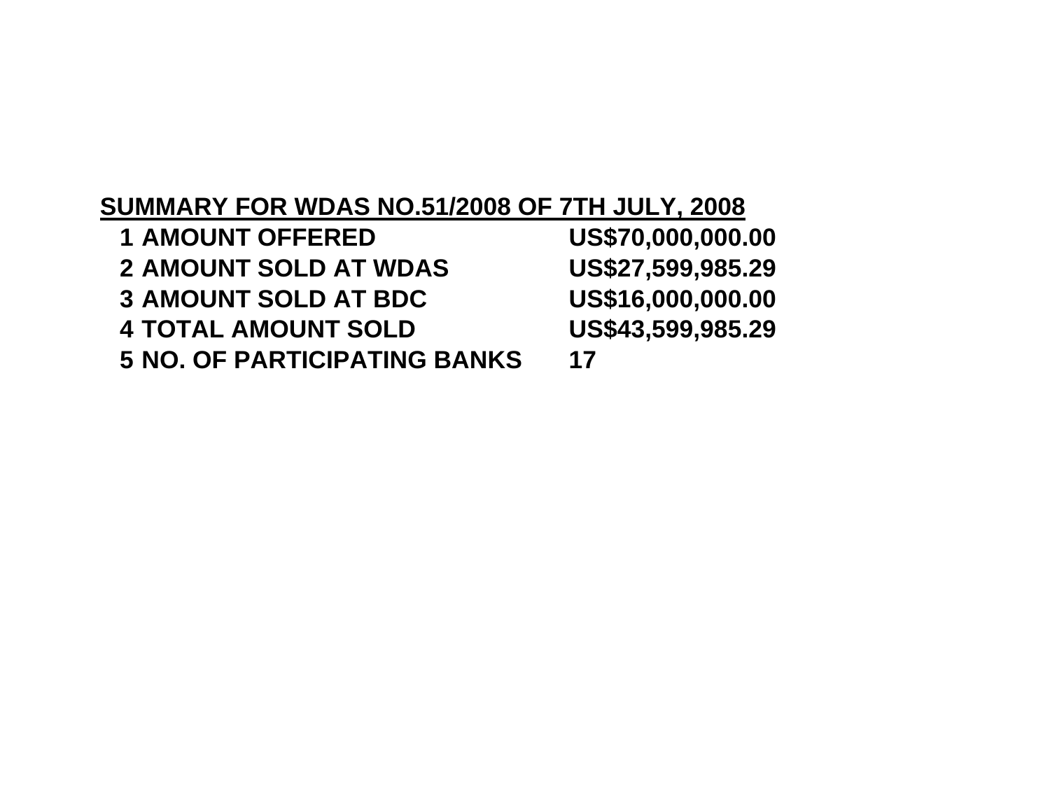**<u>SUMMARY FOR WDAS NO.51/2008 OF 7TH JULY, 2008</u>**

| | | |
|---|---|---|
| **1** | **AMOUNT OFFERED** | **US$70,000,000.00** |
| **2** | **AMOUNT SOLD AT WDAS** | **US$27,599,985.29** |
| **3** | **AMOUNT SOLD AT BDC** | **US$16,000,000.00** |
| **4** | **TOTAL AMOUNT SOLD** | **US$43,599,985.29** |
| **5** | **NO. OF PARTICIPATING BANKS** | **17** |